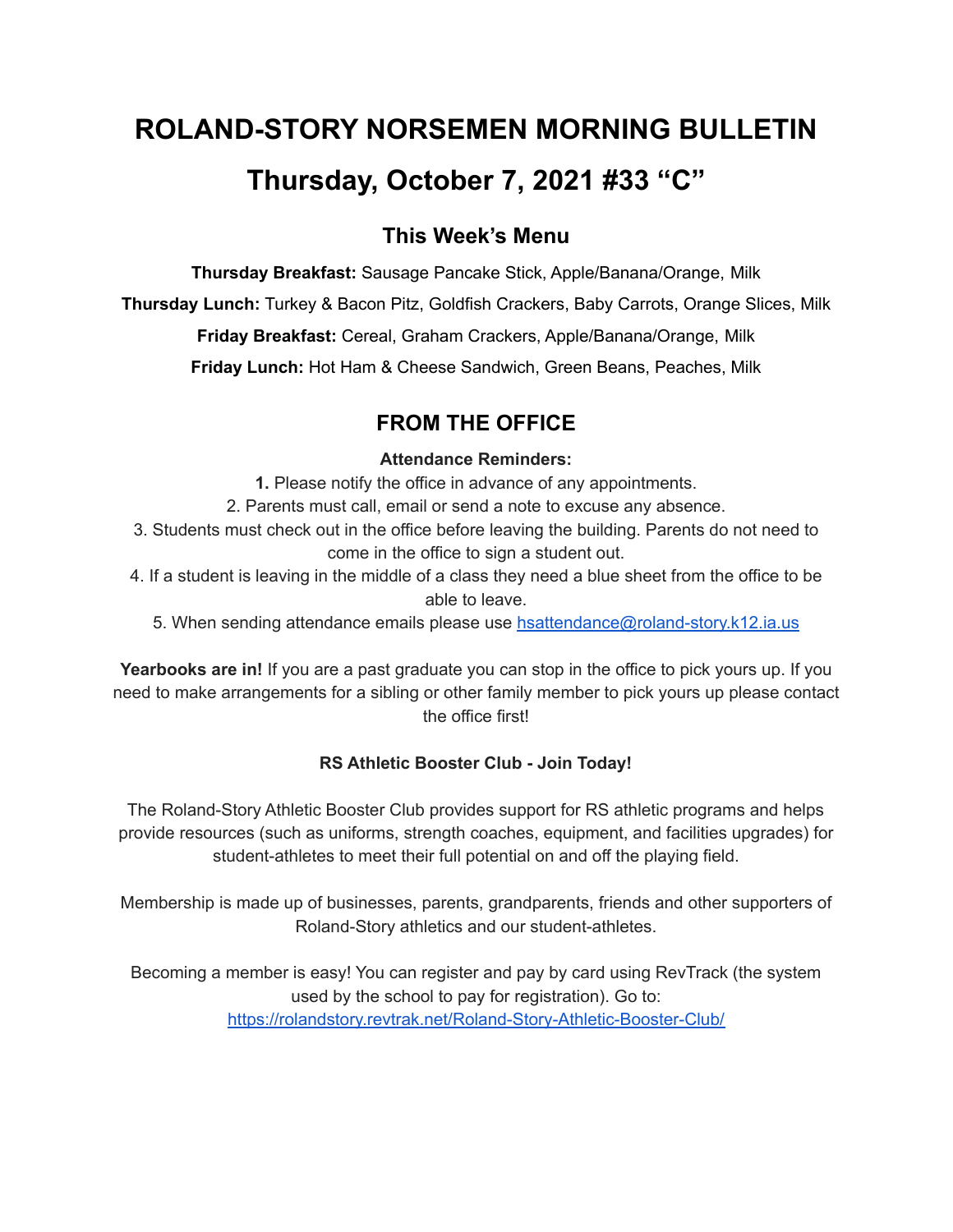# ROLAND-STORY NORSEMEN MORNING BULLETIN

# Thursday, October 7, 2021 #33 "C"

## This Week's Menu

**Thursday Breakfast:** Sausage Pancake Stick, Apple/Banana/Orange, Milk

**Thursday Lunch:** Turkey & Bacon Pitz, Goldfish Crackers, Baby Carrots, Orange Slices, Milk

**Friday Breakfast:** Cereal, Graham Crackers, Apple/Banana/Orange, Milk

**Friday Lunch:** Hot Ham & Cheese Sandwich, Green Beans, Peaches, Milk

## FROM THE OFFICE

**Attendance Reminders:**

**1.** Please notify the office in advance of any appointments.
2. Parents must call, email or send a note to excuse any absence.
3. Students must check out in the office before leaving the building. Parents do not need to come in the office to sign a student out.
4. If a student is leaving in the middle of a class they need a blue sheet from the office to be able to leave.
5. When sending attendance emails please use hsattendance@roland-story.k12.ia.us

**Yearbooks are in!** If you are a past graduate you can stop in the office to pick yours up. If you need to make arrangements for a sibling or other family member to pick yours up please contact the office first!

**RS Athletic Booster Club - Join Today!**

The Roland-Story Athletic Booster Club provides support for RS athletic programs and helps provide resources (such as uniforms, strength coaches, equipment, and facilities upgrades) for student-athletes to meet their full potential on and off the playing field.

Membership is made up of businesses, parents, grandparents, friends and other supporters of Roland-Story athletics and our student-athletes.

Becoming a member is easy! You can register and pay by card using RevTrack (the system used by the school to pay for registration). Go to: https://rolandstory.revtrak.net/Roland-Story-Athletic-Booster-Club/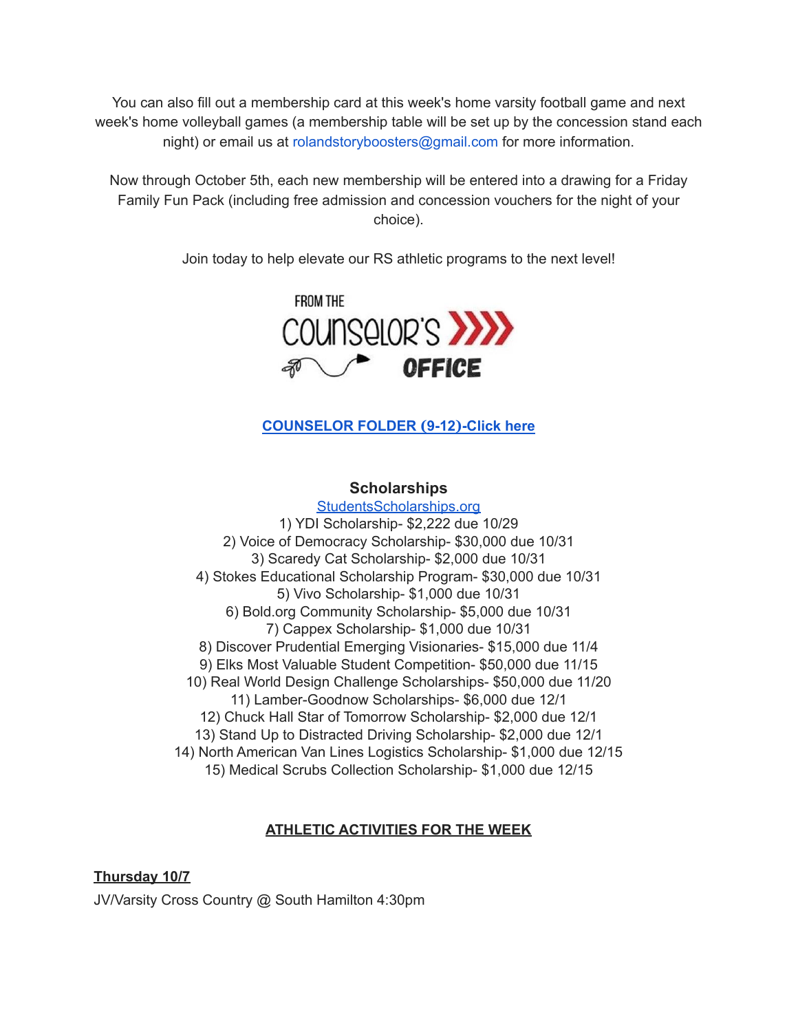You can also fill out a membership card at this week's home varsity football game and next week's home volleyball games (a membership table will be set up by the concession stand each night) or email us at rolandstoryboosters@gmail.com for more information.

Now through October 5th, each new membership will be entered into a drawing for a Friday Family Fun Pack (including free admission and concession vouchers for the night of your choice).

Join today to help elevate our RS athletic programs to the next level!

FROM THE COUNSELOR'S OFFICE

**COUNSELOR FOLDER (9-12)-Click here**

### Scholarships

StudentsScholarships.org

1) YDI Scholarship- $2,222 due 10/29
2) Voice of Democracy Scholarship- $30,000 due 10/31
3) Scaredy Cat Scholarship- $2,000 due 10/31
4) Stokes Educational Scholarship Program- $30,000 due 10/31
5) Vivo Scholarship- $1,000 due 10/31
6) Bold.org Community Scholarship- $5,000 due 10/31
7) Cappex Scholarship- $1,000 due 10/31
8) Discover Prudential Emerging Visionaries- $15,000 due 11/4
9) Elks Most Valuable Student Competition- $50,000 due 11/15
10) Real World Design Challenge Scholarships- $50,000 due 11/20
11) Lamber-Goodnow Scholarships- $6,000 due 12/1
12) Chuck Hall Star of Tomorrow Scholarship- $2,000 due 12/1
13) Stand Up to Distracted Driving Scholarship- $2,000 due 12/1
14) North American Van Lines Logistics Scholarship- $1,000 due 12/15
15) Medical Scrubs Collection Scholarship- $1,000 due 12/15

**ATHLETIC ACTIVITIES FOR THE WEEK**

**Thursday 10/7**

JV/Varsity Cross Country @ South Hamilton 4:30pm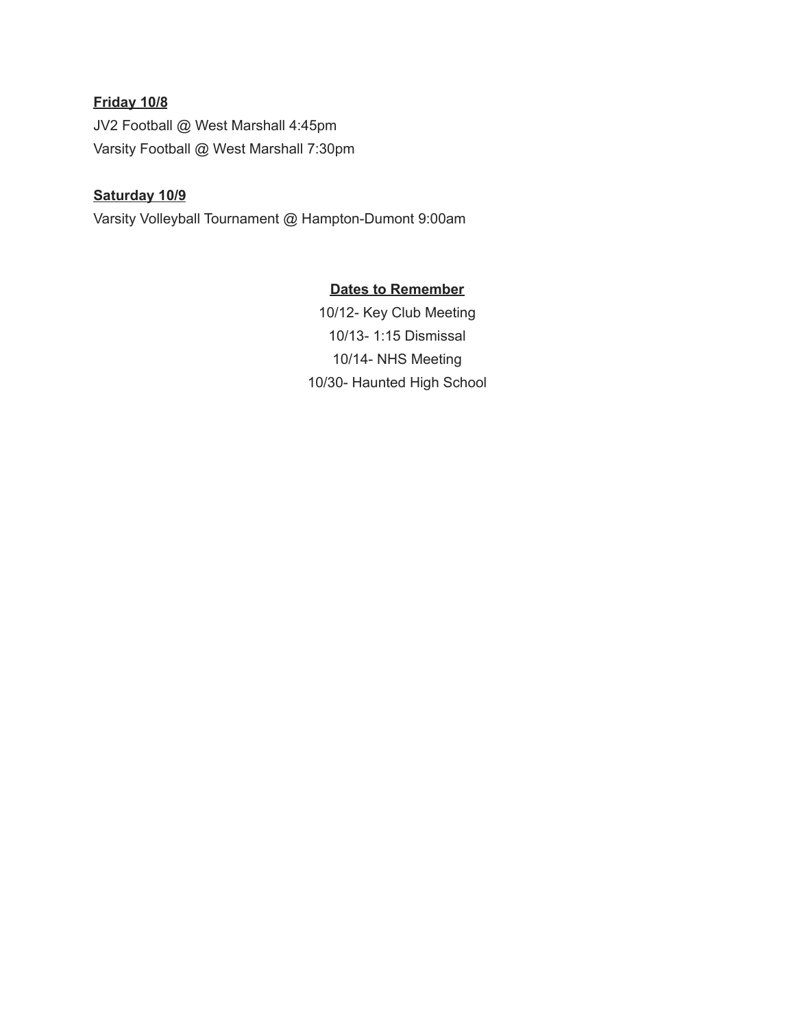**Friday 10/8**

JV2 Football @ West Marshall 4:45pm

Varsity Football @ West Marshall 7:30pm

**Saturday 10/9**

Varsity Volleyball Tournament @ Hampton-Dumont 9:00am

**Dates to Remember**

10/12- Key Club Meeting

10/13- 1:15 Dismissal

10/14- NHS Meeting

10/30- Haunted High School